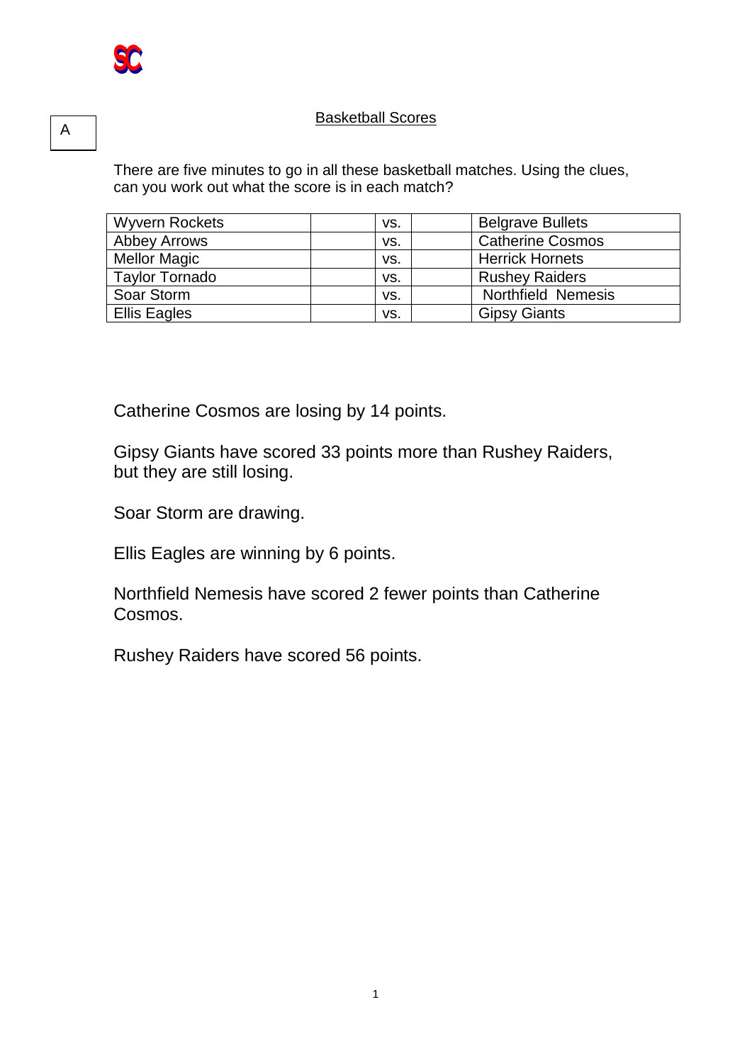A

## Basketball Scores

There are five minutes to go in all these basketball matches. Using the clues, can you work out what the score is in each match?

| | | | | |
|---|---|---|---|---|
| Wyvern Rockets | | vs. | | Belgrave Bullets |
| Abbey Arrows | | vs. | | Catherine Cosmos |
| Mellor Magic | | vs. | | Herrick Hornets |
| Taylor Tornado | | vs. | | Rushey Raiders |
| Soar Storm | | vs. | | Northfield Nemesis |
| Ellis Eagles | | vs. | | Gipsy Giants |

Catherine Cosmos are losing by 14 points.

Gipsy Giants have scored 33 points more than Rushey Raiders, but they are still losing.

Soar Storm are drawing.

Ellis Eagles are winning by 6 points.

Northfield Nemesis have scored 2 fewer points than Catherine Cosmos.

Rushey Raiders have scored 56 points.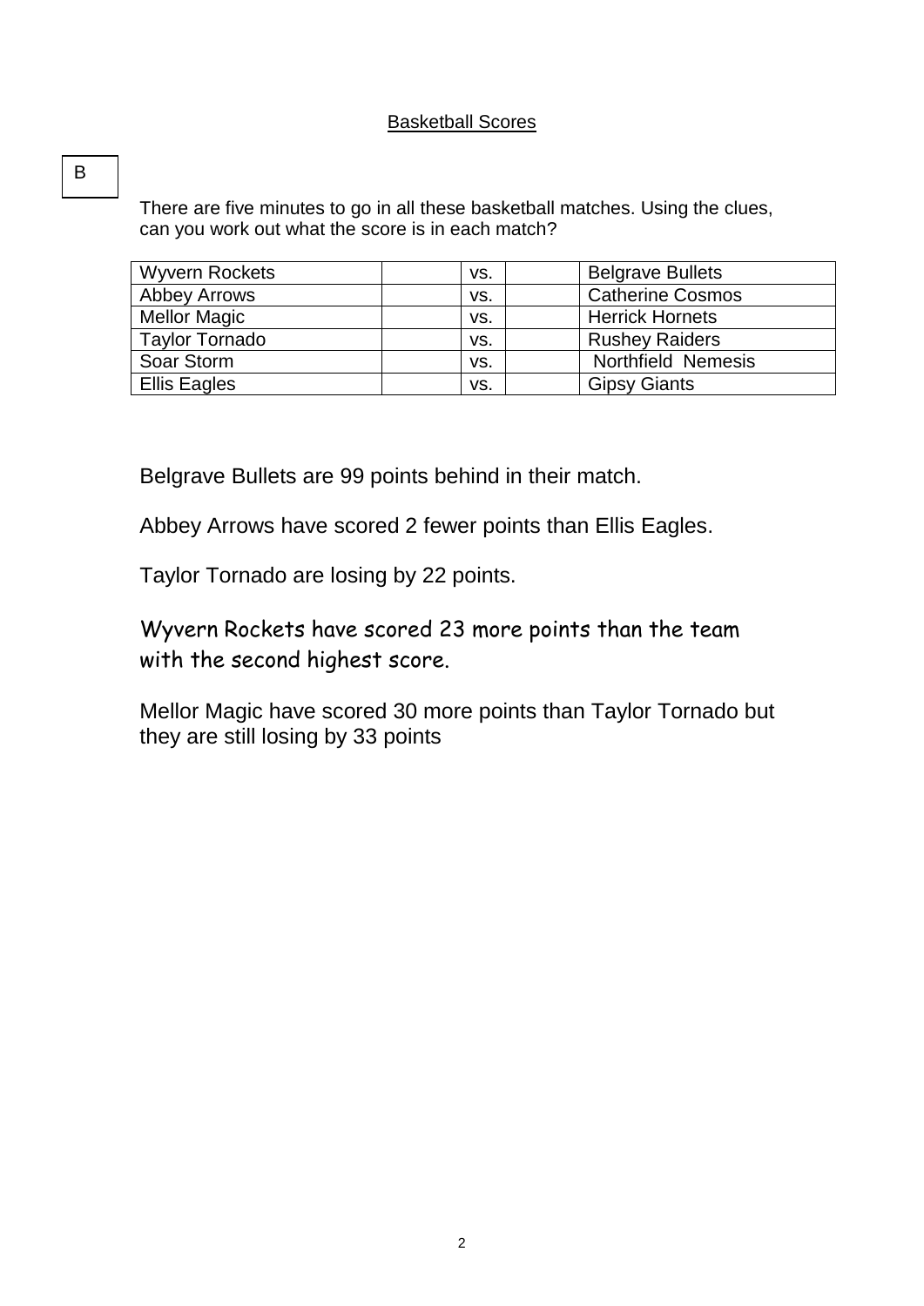## Basketball Scores

B

There are five minutes to go in all these basketball matches. Using the clues, can you work out what the score is in each match?

| Team | Score | | Score | Team |
|---|---|---|---|---|
| Wyvern Rockets | | vs. | | Belgrave Bullets |
| Abbey Arrows | | vs. | | Catherine Cosmos |
| Mellor Magic | | vs. | | Herrick Hornets |
| Taylor Tornado | | vs. | | Rushey Raiders |
| Soar Storm | | vs. | | Northfield Nemesis |
| Ellis Eagles | | vs. | | Gipsy Giants |

Belgrave Bullets are 99 points behind in their match.

Abbey Arrows have scored 2 fewer points than Ellis Eagles.

Taylor Tornado are losing by 22 points.

Wyvern Rockets have scored 23 more points than the team with the second highest score.

Mellor Magic have scored 30 more points than Taylor Tornado but they are still losing by 33 points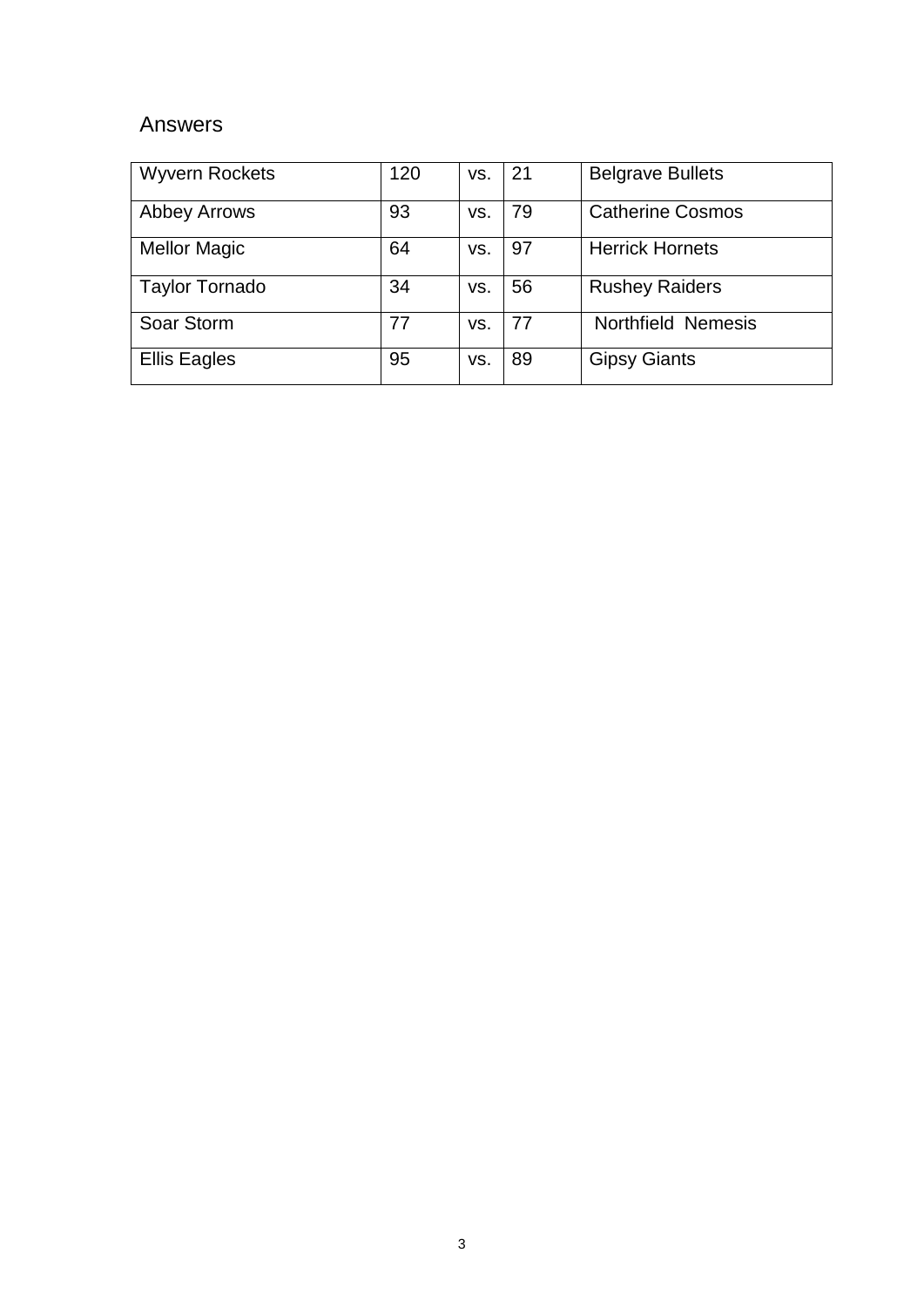# Answers

| | | | | |
|---|---|---|---|---|
| Wyvern Rockets | 120 | vs. | 21 | Belgrave Bullets |
| Abbey Arrows | 93 | vs. | 79 | Catherine Cosmos |
| Mellor Magic | 64 | vs. | 97 | Herrick Hornets |
| Taylor Tornado | 34 | vs. | 56 | Rushey Raiders |
| Soar Storm | 77 | vs. | 77 | Northfield Nemesis |
| Ellis Eagles | 95 | vs. | 89 | Gipsy Giants |